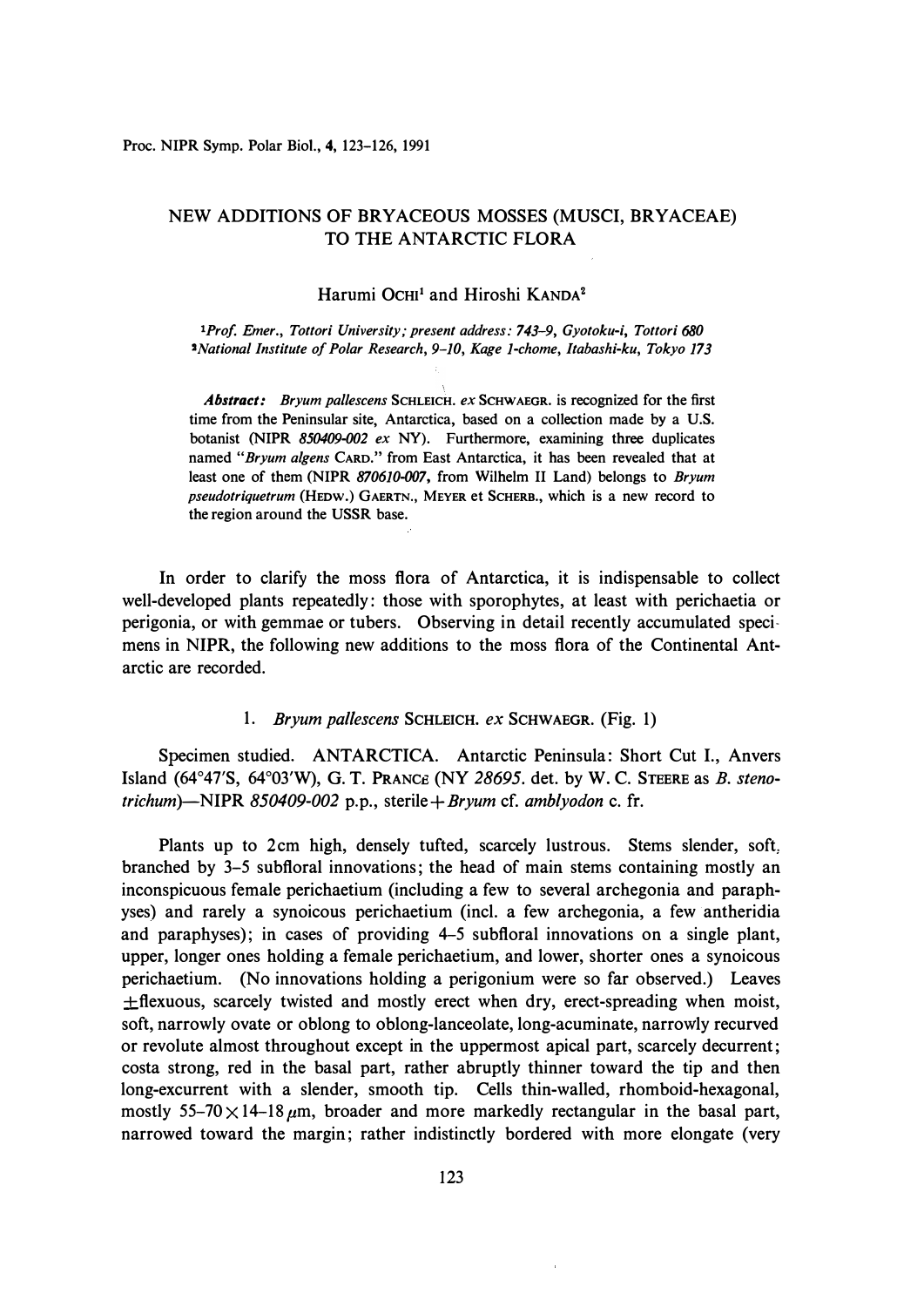# NEW ADDITIONS OF BRYACEOUS MOSSES (MUSCI, BRYACEAE) TO THE ANTARCTIC FLORA

Harumi OCHI[1] and Hiroshi KANDA[2]

[1]*Prof. Emer., Tottori University; present address: 743–9, Gyotoku-i, Tottori 680*
[2]*National Institute of Polar Research, 9–10, Kage 1-chome, Itabashi-ku, Tokyo 173*

***Abstract:*** *Bryum pallescens* SCHLEICH. *ex* SCHWAEGR. is recognized for the first time from the Peninsular site, Antarctica, based on a collection made by a U.S. botanist (NIPR *850409-002 ex* NY). Furthermore, examining three duplicates named "*Bryum algens* CARD." from East Antarctica, it has been revealed that at least one of them (NIPR *870610-007*, from Wilhelm II Land) belongs to *Bryum pseudotriquetrum* (HEDW.) GAERTN., MEYER et SCHERB., which is a new record to the region around the USSR base.

In order to clarify the moss flora of Antarctica, it is indispensable to collect well-developed plants repeatedly: those with sporophytes, at least with perichaetia or perigonia, or with gemmae or tubers. Observing in detail recently accumulated specimens in NIPR, the following new additions to the moss flora of the Continental Antarctic are recorded.

## 1. *Bryum pallescens* SCHLEICH. *ex* SCHWAEGR. (Fig. 1)

Specimen studied. ANTARCTICA. Antarctic Peninsula: Short Cut I., Anvers Island (64°47′S, 64°03′W), G. T. PRANCE (NY *28695*. det. by W. C. STEERE as *B. stenotrichum*)—NIPR *850409-002* p.p., sterile+*Bryum* cf. *amblyodon* c. fr.

Plants up to 2 cm high, densely tufted, scarcely lustrous. Stems slender, soft, branched by 3–5 subfloral innovations; the head of main stems containing mostly an inconspicuous female perichaetium (including a few to several archegonia and paraphyses) and rarely a synoicous perichaetium (incl. a few archegonia, a few antheridia and paraphyses); in cases of providing 4–5 subfloral innovations on a single plant, upper, longer ones holding a female perichaetium, and lower, shorter ones a synoicous perichaetium. (No innovations holding a perigonium were so far observed.) Leaves ±flexuous, scarcely twisted and mostly erect when dry, erect-spreading when moist, soft, narrowly ovate or oblong to oblong-lanceolate, long-acuminate, narrowly recurved or revolute almost throughout except in the uppermost apical part, scarcely decurrent; costa strong, red in the basal part, rather abruptly thinner toward the tip and then long-excurrent with a slender, smooth tip. Cells thin-walled, rhomboid-hexagonal, mostly 55–70 × 14–18 μm, broader and more markedly rectangular in the basal part, narrowed toward the margin; rather indistinctly bordered with more elongate (very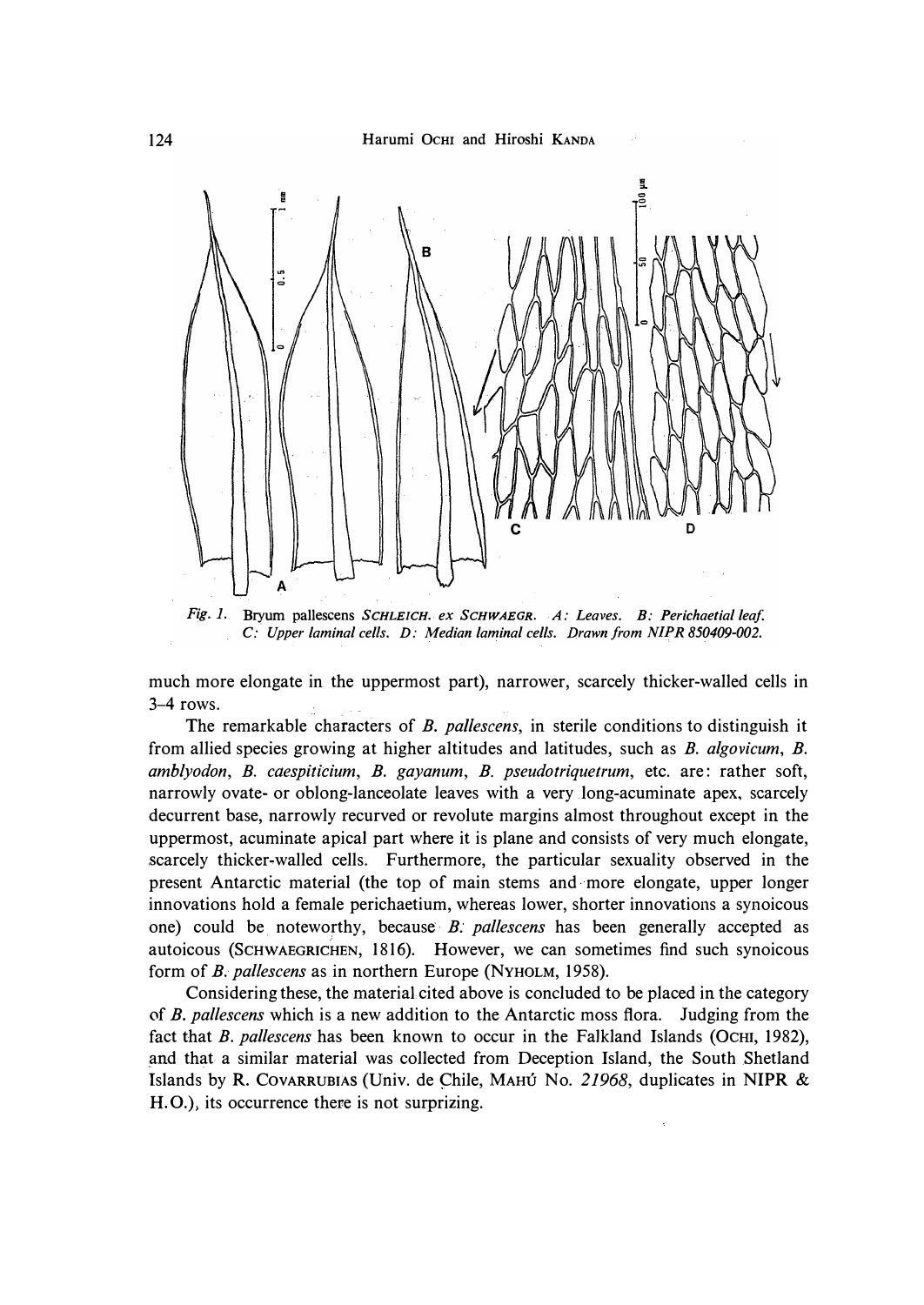*Fig. 1.* Bryum pallescens SCHLEICH. ex SCHWAEGR. *A: Leaves. B: Perichaetial leaf. C: Upper laminal cells. D: Median laminal cells. Drawn from NIPR 850409-002.*

much more elongate in the uppermost part), narrower, scarcely thicker-walled cells in 3–4 rows.

The remarkable characters of *B. pallescens*, in sterile conditions to distinguish it from allied species growing at higher altitudes and latitudes, such as *B. algovicum*, *B. amblyodon*, *B. caespiticium*, *B. gayanum*, *B. pseudotriquetrum*, etc. are: rather soft, narrowly ovate- or oblong-lanceolate leaves with a very long-acuminate apex, scarcely decurrent base, narrowly recurved or revolute margins almost throughout except in the uppermost, acuminate apical part where it is plane and consists of very much elongate, scarcely thicker-walled cells. Furthermore, the particular sexuality observed in the present Antarctic material (the top of main stems and more elongate, upper longer innovations hold a female perichaetium, whereas lower, shorter innovations a synoicous one) could be noteworthy, because *B. pallescens* has been generally accepted as autoicous (SCHWAEGRICHEN, 1816). However, we can sometimes find such synoicous form of *B. pallescens* as in northern Europe (NYHOLM, 1958).

Considering these, the material cited above is concluded to be placed in the category of *B. pallescens* which is a new addition to the Antarctic moss flora. Judging from the fact that *B. pallescens* has been known to occur in the Falkland Islands (OCHI, 1982), and that a similar material was collected from Deception Island, the South Shetland Islands by R. COVARRUBIAS (Univ. de Chile, MAHÚ No. *21968*, duplicates in NIPR & H.O.), its occurrence there is not surprizing.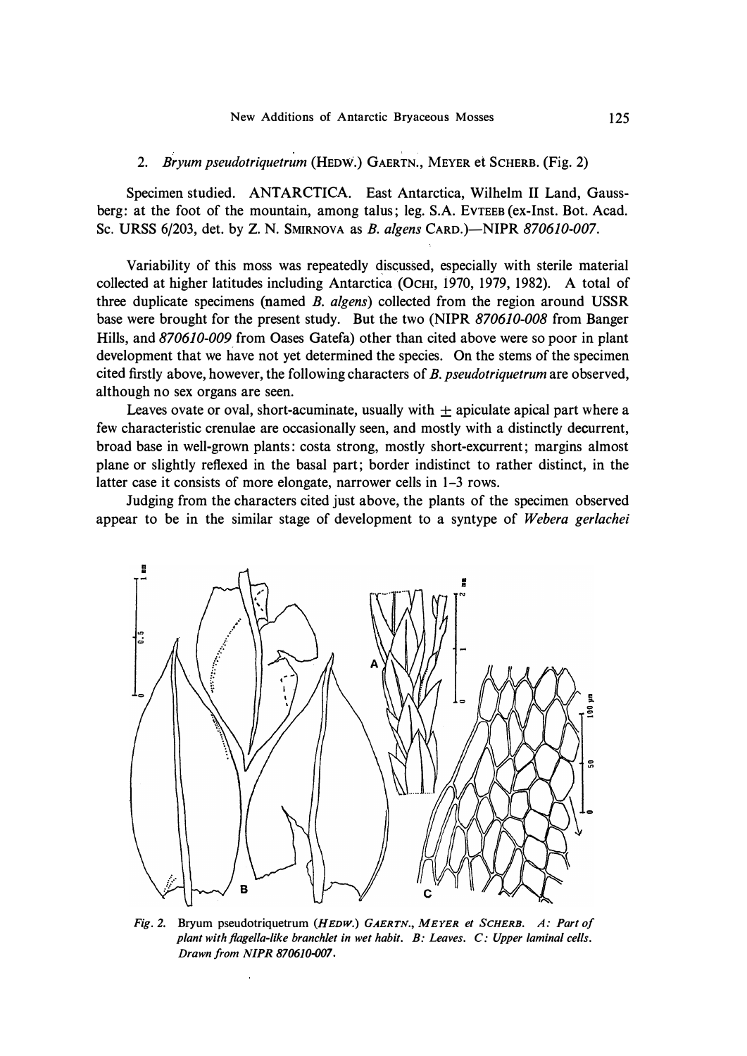2. *Bryum pseudotriquetrum* (HEDW.) GAERTN., MEYER et SCHERB. (Fig. 2)

Specimen studied. ANTARCTICA. East Antarctica, Wilhelm II Land, Gaussberg: at the foot of the mountain, among talus; leg. S.A. EVTEEB (ex-Inst. Bot. Acad. Sc. URSS 6/203, det. by Z. N. SMIRNOVA as *B. algens* CARD.)—NIPR *870610-007*.

Variability of this moss was repeatedly discussed, especially with sterile material collected at higher latitudes including Antarctica (OCHI, 1970, 1979, 1982). A total of three duplicate specimens (named *B. algens*) collected from the region around USSR base were brought for the present study. But the two (NIPR *870610-008* from Banger Hills, and *870610-009* from Oases Gatefa) other than cited above were so poor in plant development that we have not yet determined the species. On the stems of the specimen cited firstly above, however, the following characters of *B. pseudotriquetrum* are observed, although no sex organs are seen.

Leaves ovate or oval, short-acuminate, usually with ± apiculate apical part where a few characteristic crenulae are occasionally seen, and mostly with a distinctly decurrent, broad base in well-grown plants: costa strong, mostly short-excurrent; margins almost plane or slightly reflexed in the basal part; border indistinct to rather distinct, in the latter case it consists of more elongate, narrower cells in 1–3 rows.

Judging from the characters cited just above, the plants of the specimen observed appear to be in the similar stage of development to a syntype of *Webera gerlachei*

*Fig. 2.* Bryum pseudotriquetrum (*HEDW.*) *GAERTN., MEYER et SCHERB.* *A: Part of plant with flagella-like branchlet in wet habit. B: Leaves. C: Upper laminal cells. Drawn from NIPR 870610-007.*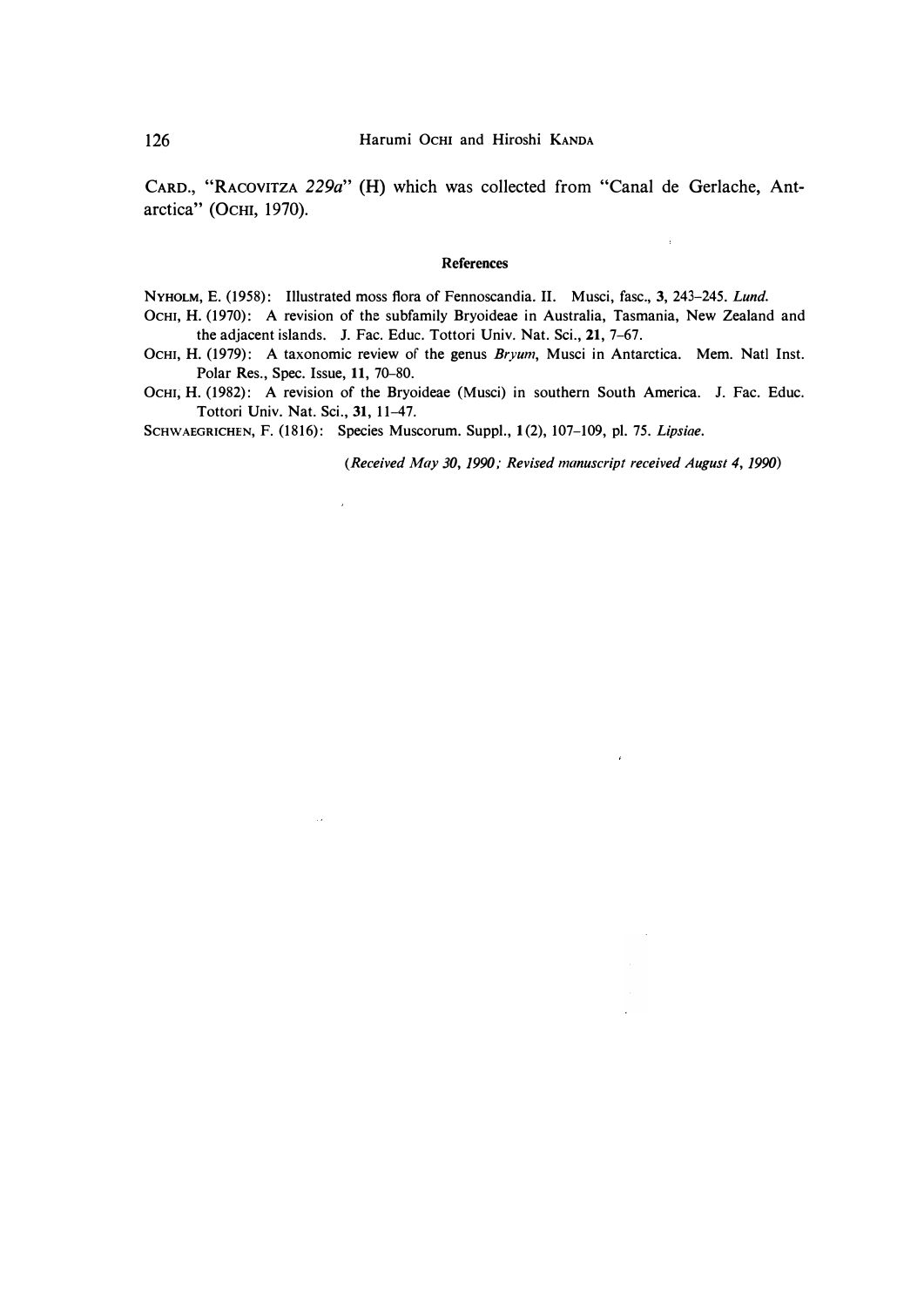CARD., "RACOVITZA *229a*" (H) which was collected from "Canal de Gerlache, Antarctica" (OCHI, 1970).

## References

NYHOLM, E. (1958): Illustrated moss flora of Fennoscandia. II. Musci, fasc., **3**, 243–245. *Lund.*

OCHI, H. (1970): A revision of the subfamily Bryoideae in Australia, Tasmania, New Zealand and the adjacent islands. J. Fac. Educ. Tottori Univ. Nat. Sci., **21**, 7–67.

OCHI, H. (1979): A taxonomic review of the genus *Bryum*, Musci in Antarctica. Mem. Natl Inst. Polar Res., Spec. Issue, **11**, 70–80.

OCHI, H. (1982): A revision of the Bryoideae (Musci) in southern South America. J. Fac. Educ. Tottori Univ. Nat. Sci., **31**, 11–47.

SCHWAEGRICHEN, F. (1816): Species Muscorum. Suppl., **1**(2), 107–109, pl. 75. *Lipsiae.*

*(Received May 30, 1990; Revised manuscript received August 4, 1990)*